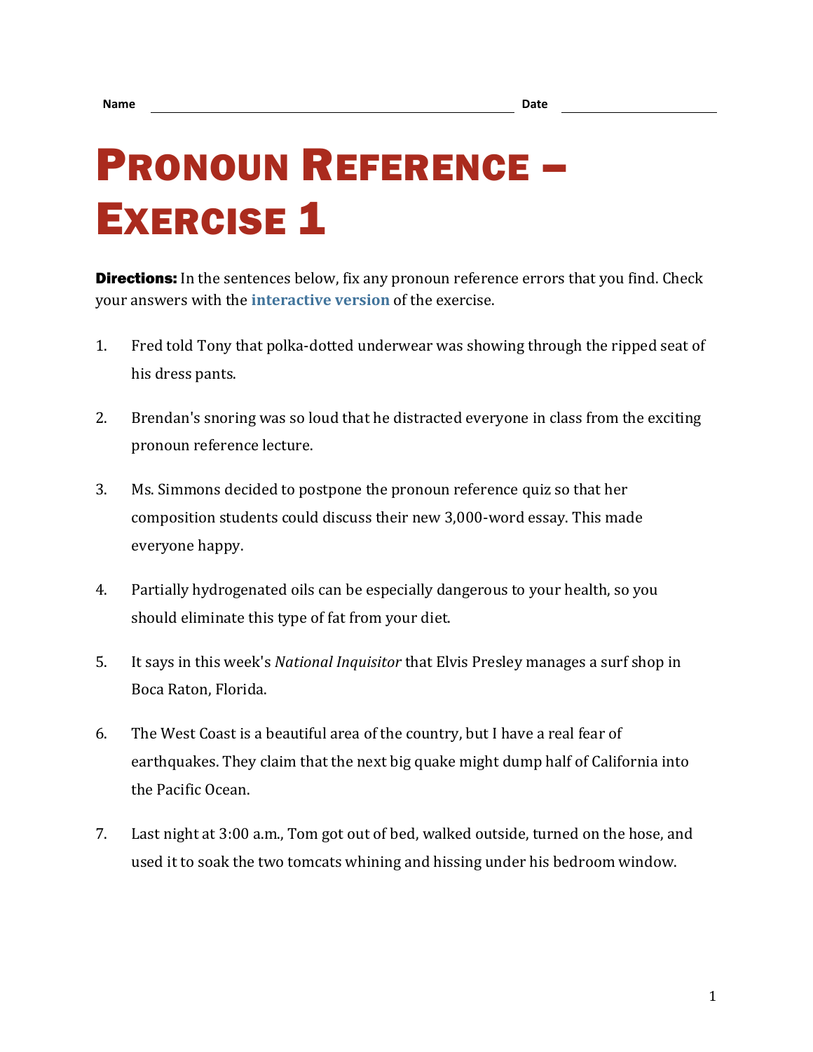Name \_\_\_\_\_\_\_\_\_\_\_\_\_\_\_\_\_\_\_\_\_\_\_\_\_\_\_\_\_\_\_\_\_\_\_\_\_\_\_\_ Date \_\_\_\_\_\_\_\_\_\_\_\_\_\_\_\_\_\_

# Pronoun Reference – Exercise 1

**Directions:** In the sentences below, fix any pronoun reference errors that you find. Check your answers with the **interactive version** of the exercise.

1. Fred told Tony that polka-dotted underwear was showing through the ripped seat of his dress pants.

2. Brendan's snoring was so loud that he distracted everyone in class from the exciting pronoun reference lecture.

3. Ms. Simmons decided to postpone the pronoun reference quiz so that her composition students could discuss their new 3,000-word essay. This made everyone happy.

4. Partially hydrogenated oils can be especially dangerous to your health, so you should eliminate this type of fat from your diet.

5. It says in this week's *National Inquisitor* that Elvis Presley manages a surf shop in Boca Raton, Florida.

6. The West Coast is a beautiful area of the country, but I have a real fear of earthquakes. They claim that the next big quake might dump half of California into the Pacific Ocean.

7. Last night at 3:00 a.m., Tom got out of bed, walked outside, turned on the hose, and used it to soak the two tomcats whining and hissing under his bedroom window.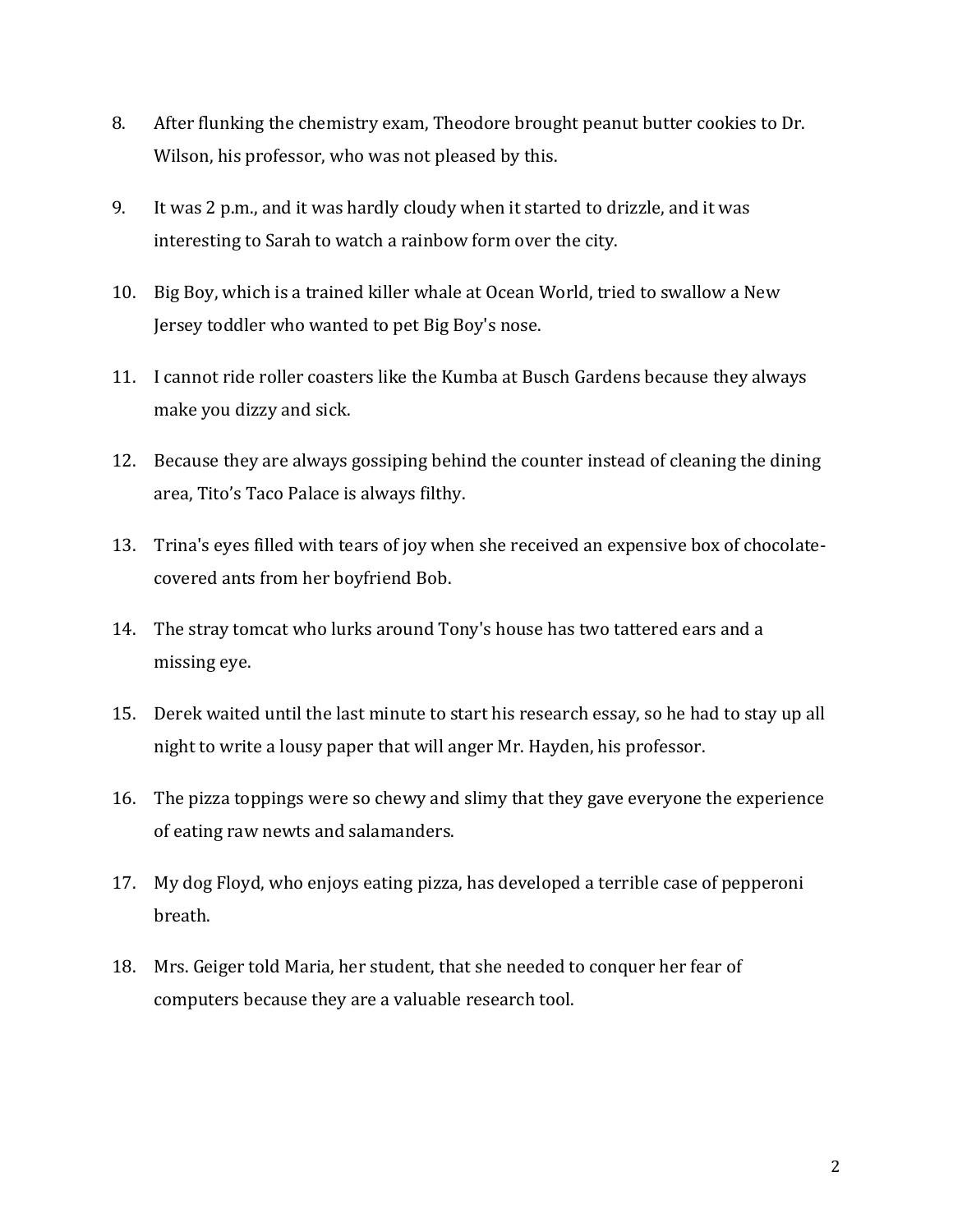8. After flunking the chemistry exam, Theodore brought peanut butter cookies to Dr. Wilson, his professor, who was not pleased by this.

9. It was 2 p.m., and it was hardly cloudy when it started to drizzle, and it was interesting to Sarah to watch a rainbow form over the city.

10. Big Boy, which is a trained killer whale at Ocean World, tried to swallow a New Jersey toddler who wanted to pet Big Boy's nose.

11. I cannot ride roller coasters like the Kumba at Busch Gardens because they always make you dizzy and sick.

12. Because they are always gossiping behind the counter instead of cleaning the dining area, Tito's Taco Palace is always filthy.

13. Trina's eyes filled with tears of joy when she received an expensive box of chocolate-covered ants from her boyfriend Bob.

14. The stray tomcat who lurks around Tony's house has two tattered ears and a missing eye.

15. Derek waited until the last minute to start his research essay, so he had to stay up all night to write a lousy paper that will anger Mr. Hayden, his professor.

16. The pizza toppings were so chewy and slimy that they gave everyone the experience of eating raw newts and salamanders.

17. My dog Floyd, who enjoys eating pizza, has developed a terrible case of pepperoni breath.

18. Mrs. Geiger told Maria, her student, that she needed to conquer her fear of computers because they are a valuable research tool.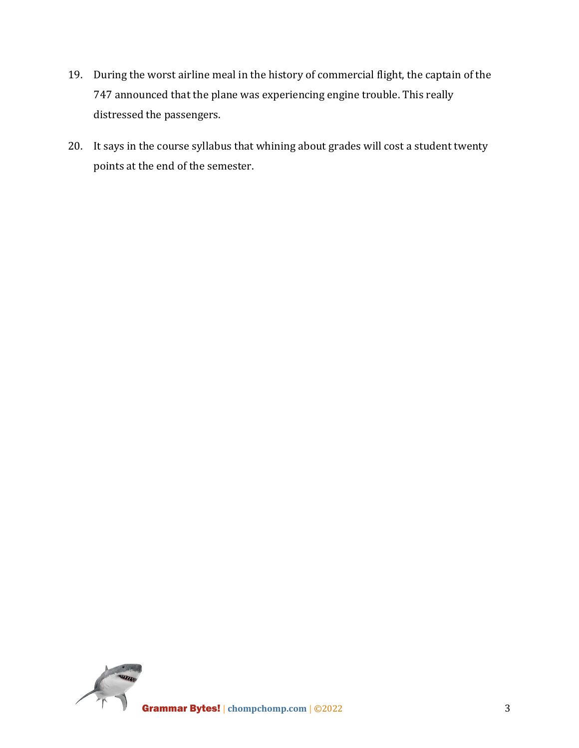19. During the worst airline meal in the history of commercial flight, the captain of the 747 announced that the plane was experiencing engine trouble. This really distressed the passengers.

20. It says in the course syllabus that whining about grades will cost a student twenty points at the end of the semester.